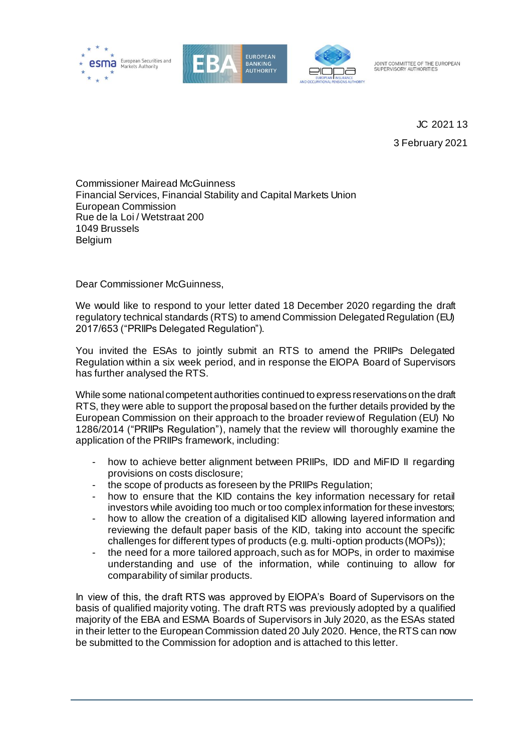JOINT COMMITTEE OF THE EUROPEAN SUPERVISORY AUTHORITIES

JC 2021 13

3 February 2021

Commissioner Mairead McGuinness
Financial Services, Financial Stability and Capital Markets Union
European Commission
Rue de la Loi / Wetstraat 200
1049 Brussels
Belgium

Dear Commissioner McGuinness,

We would like to respond to your letter dated 18 December 2020 regarding the draft regulatory technical standards (RTS) to amend Commission Delegated Regulation (EU) 2017/653 ("PRIIPs Delegated Regulation").

You invited the ESAs to jointly submit an RTS to amend the PRIIPs Delegated Regulation within a six week period, and in response the EIOPA Board of Supervisors has further analysed the RTS.

While some national competent authorities continued to express reservations on the draft RTS, they were able to support the proposal based on the further details provided by the European Commission on their approach to the broader review of Regulation (EU) No 1286/2014 ("PRIIPs Regulation"), namely that the review will thoroughly examine the application of the PRIIPs framework, including:

- how to achieve better alignment between PRIIPs, IDD and MiFID II regarding provisions on costs disclosure;
- the scope of products as foreseen by the PRIIPs Regulation;
- how to ensure that the KID contains the key information necessary for retail investors while avoiding too much or too complex information for these investors;
- how to allow the creation of a digitalised KID allowing layered information and reviewing the default paper basis of the KID, taking into account the specific challenges for different types of products (e.g. multi-option products (MOPs));
- the need for a more tailored approach, such as for MOPs, in order to maximise understanding and use of the information, while continuing to allow for comparability of similar products.

In view of this, the draft RTS was approved by EIOPA's Board of Supervisors on the basis of qualified majority voting. The draft RTS was previously adopted by a qualified majority of the EBA and ESMA Boards of Supervisors in July 2020, as the ESAs stated in their letter to the European Commission dated 20 July 2020. Hence, the RTS can now be submitted to the Commission for adoption and is attached to this letter.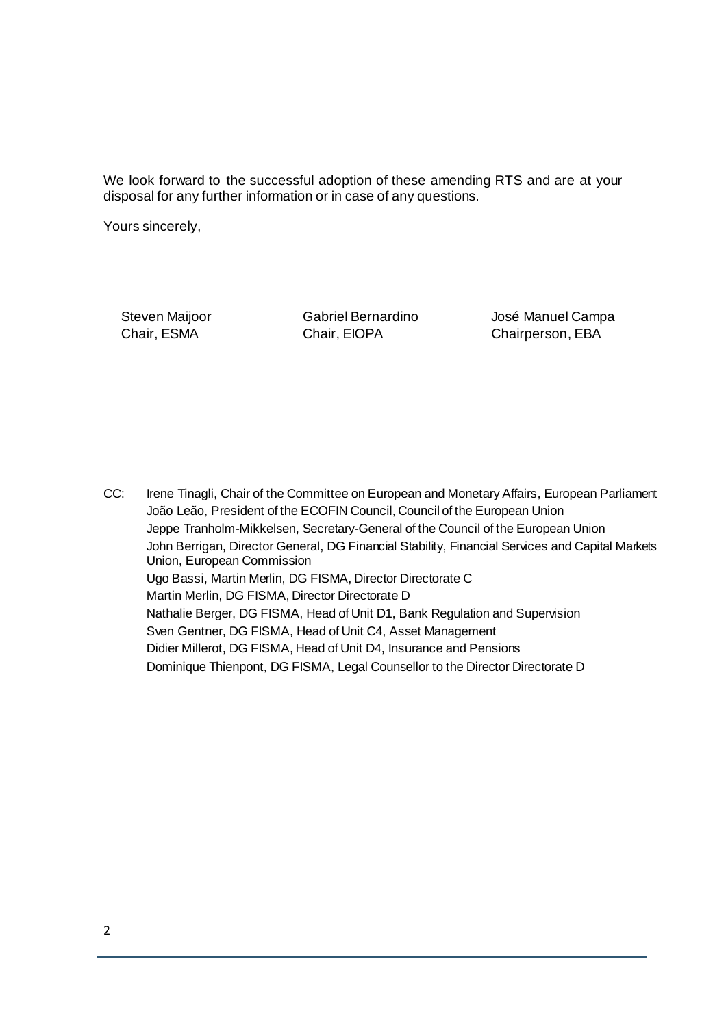We look forward to the successful adoption of these amending RTS and are at your disposal for any further information or in case of any questions.

Yours sincerely,

| | | |
|---|---|---|
| Steven Maijoor<br>Chair, ESMA | Gabriel Bernardino<br>Chair, EIOPA | José Manuel Campa<br>Chairperson, EBA |

CC: Irene Tinagli, Chair of the Committee on European and Monetary Affairs, European Parliament
João Leão, President of the ECOFIN Council, Council of the European Union
Jeppe Tranholm-Mikkelsen, Secretary-General of the Council of the European Union
John Berrigan, Director General, DG Financial Stability, Financial Services and Capital Markets Union, European Commission
Ugo Bassi, Martin Merlin, DG FISMA, Director Directorate C
Martin Merlin, DG FISMA, Director Directorate D
Nathalie Berger, DG FISMA, Head of Unit D1, Bank Regulation and Supervision
Sven Gentner, DG FISMA, Head of Unit C4, Asset Management
Didier Millerot, DG FISMA, Head of Unit D4, Insurance and Pensions
Dominique Thienpont, DG FISMA, Legal Counsellor to the Director Directorate D